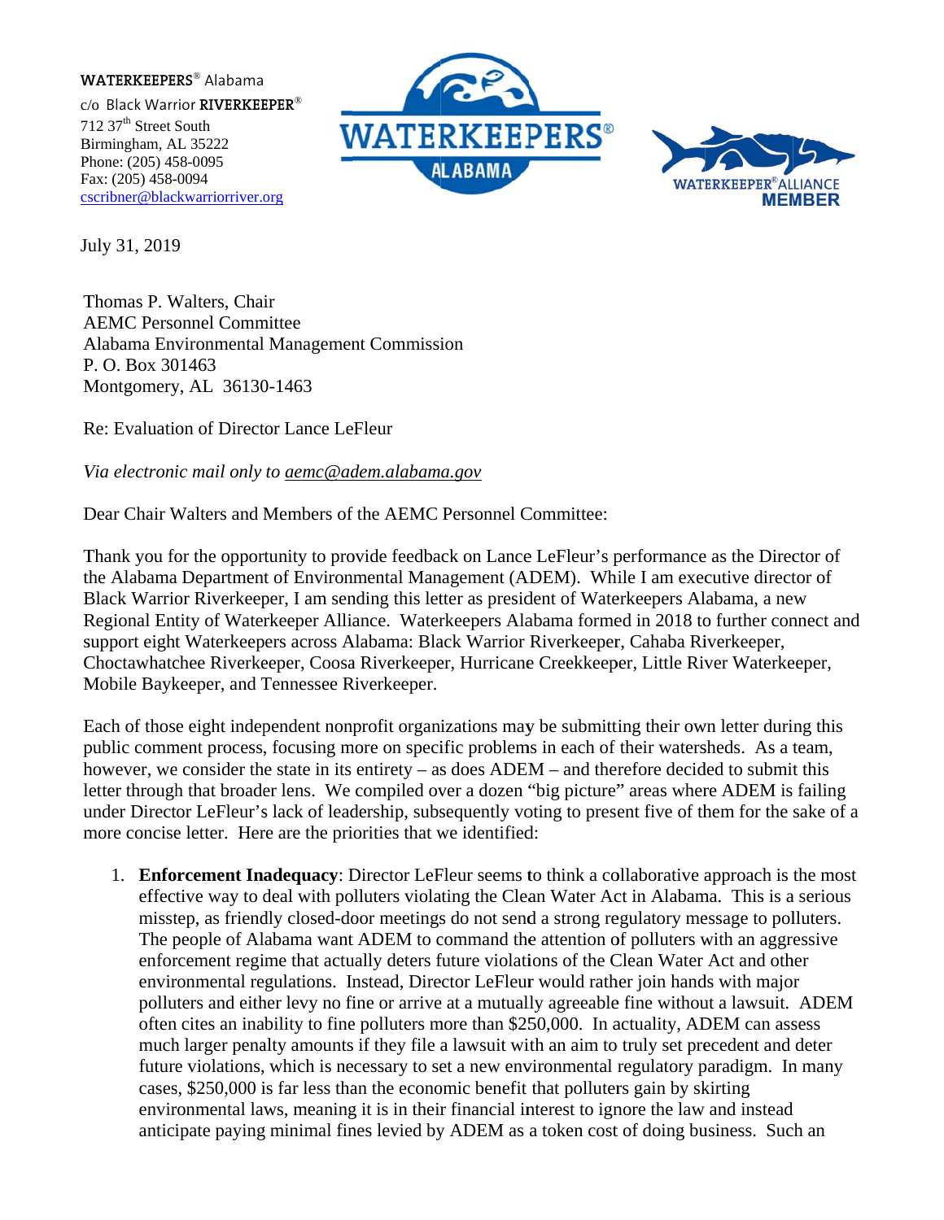**WATERKEEPERS**® Alabama
c/o Black Warrior **RIVERKEEPER**®
712 37th Street South
Birmingham, AL 35222
Phone: (205) 458-0095
Fax: (205) 458-0094
cscribner@blackwarriorriver.org

July 31, 2019

Thomas P. Walters, Chair
AEMC Personnel Committee
Alabama Environmental Management Commission
P. O. Box 301463
Montgomery, AL 36130-1463

Re: Evaluation of Director Lance LeFleur

*Via electronic mail only to aemc@adem.alabama.gov*

Dear Chair Walters and Members of the AEMC Personnel Committee:

Thank you for the opportunity to provide feedback on Lance LeFleur's performance as the Director of the Alabama Department of Environmental Management (ADEM). While I am executive director of Black Warrior Riverkeeper, I am sending this letter as president of Waterkeepers Alabama, a new Regional Entity of Waterkeeper Alliance. Waterkeepers Alabama formed in 2018 to further connect and support eight Waterkeepers across Alabama: Black Warrior Riverkeeper, Cahaba Riverkeeper, Choctawhatchee Riverkeeper, Coosa Riverkeeper, Hurricane Creekkeeper, Little River Waterkeeper, Mobile Baykeeper, and Tennessee Riverkeeper.

Each of those eight independent nonprofit organizations may be submitting their own letter during this public comment process, focusing more on specific problems in each of their watersheds. As a team, however, we consider the state in its entirety – as does ADEM – and therefore decided to submit this letter through that broader lens. We compiled over a dozen "big picture" areas where ADEM is failing under Director LeFleur's lack of leadership, subsequently voting to present five of them for the sake of a more concise letter. Here are the priorities that we identified:

1. **Enforcement Inadequacy**: Director LeFleur seems to think a collaborative approach is the most effective way to deal with polluters violating the Clean Water Act in Alabama. This is a serious misstep, as friendly closed-door meetings do not send a strong regulatory message to polluters. The people of Alabama want ADEM to command the attention of polluters with an aggressive enforcement regime that actually deters future violations of the Clean Water Act and other environmental regulations. Instead, Director LeFleur would rather join hands with major polluters and either levy no fine or arrive at a mutually agreeable fine without a lawsuit. ADEM often cites an inability to fine polluters more than $250,000. In actuality, ADEM can assess much larger penalty amounts if they file a lawsuit with an aim to truly set precedent and deter future violations, which is necessary to set a new environmental regulatory paradigm. In many cases, $250,000 is far less than the economic benefit that polluters gain by skirting environmental laws, meaning it is in their financial interest to ignore the law and instead anticipate paying minimal fines levied by ADEM as a token cost of doing business. Such an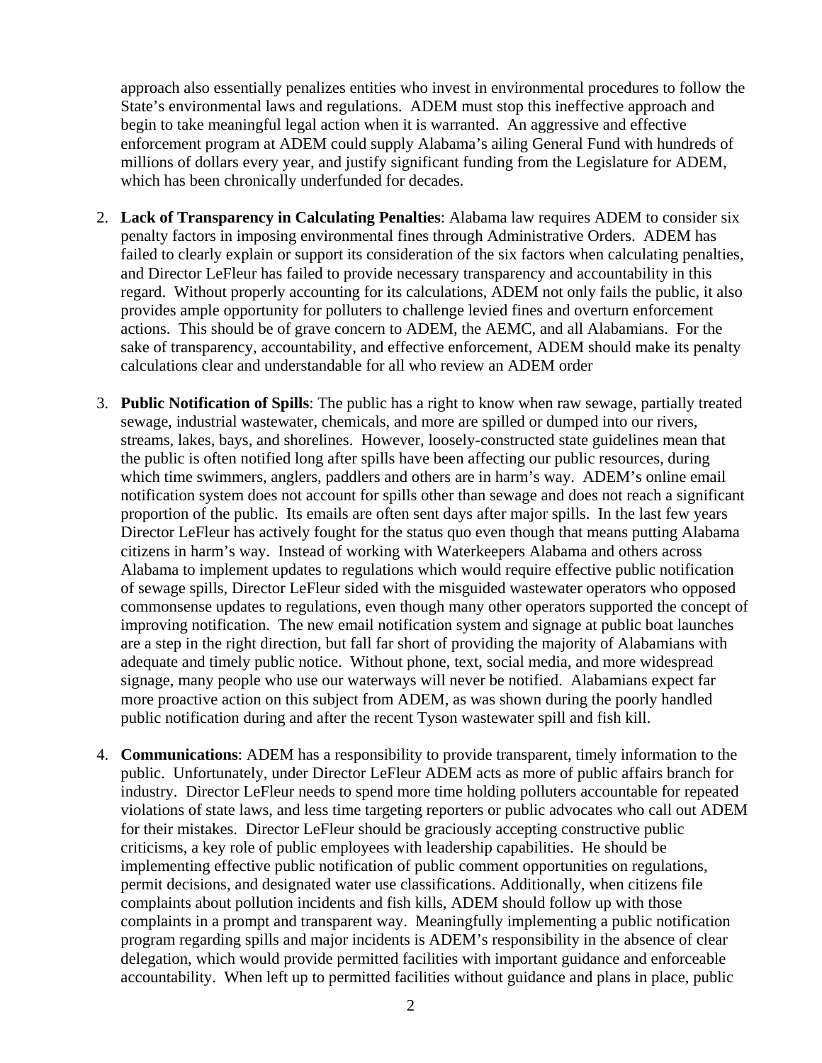approach also essentially penalizes entities who invest in environmental procedures to follow the State's environmental laws and regulations. ADEM must stop this ineffective approach and begin to take meaningful legal action when it is warranted. An aggressive and effective enforcement program at ADEM could supply Alabama's ailing General Fund with hundreds of millions of dollars every year, and justify significant funding from the Legislature for ADEM, which has been chronically underfunded for decades.

2. **Lack of Transparency in Calculating Penalties**: Alabama law requires ADEM to consider six penalty factors in imposing environmental fines through Administrative Orders. ADEM has failed to clearly explain or support its consideration of the six factors when calculating penalties, and Director LeFleur has failed to provide necessary transparency and accountability in this regard. Without properly accounting for its calculations, ADEM not only fails the public, it also provides ample opportunity for polluters to challenge levied fines and overturn enforcement actions. This should be of grave concern to ADEM, the AEMC, and all Alabamians. For the sake of transparency, accountability, and effective enforcement, ADEM should make its penalty calculations clear and understandable for all who review an ADEM order

3. **Public Notification of Spills**: The public has a right to know when raw sewage, partially treated sewage, industrial wastewater, chemicals, and more are spilled or dumped into our rivers, streams, lakes, bays, and shorelines. However, loosely-constructed state guidelines mean that the public is often notified long after spills have been affecting our public resources, during which time swimmers, anglers, paddlers and others are in harm's way. ADEM's online email notification system does not account for spills other than sewage and does not reach a significant proportion of the public. Its emails are often sent days after major spills. In the last few years Director LeFleur has actively fought for the status quo even though that means putting Alabama citizens in harm's way. Instead of working with Waterkeepers Alabama and others across Alabama to implement updates to regulations which would require effective public notification of sewage spills, Director LeFleur sided with the misguided wastewater operators who opposed commonsense updates to regulations, even though many other operators supported the concept of improving notification. The new email notification system and signage at public boat launches are a step in the right direction, but fall far short of providing the majority of Alabamians with adequate and timely public notice. Without phone, text, social media, and more widespread signage, many people who use our waterways will never be notified. Alabamians expect far more proactive action on this subject from ADEM, as was shown during the poorly handled public notification during and after the recent Tyson wastewater spill and fish kill.

4. **Communications**: ADEM has a responsibility to provide transparent, timely information to the public. Unfortunately, under Director LeFleur ADEM acts as more of public affairs branch for industry. Director LeFleur needs to spend more time holding polluters accountable for repeated violations of state laws, and less time targeting reporters or public advocates who call out ADEM for their mistakes. Director LeFleur should be graciously accepting constructive public criticisms, a key role of public employees with leadership capabilities. He should be implementing effective public notification of public comment opportunities on regulations, permit decisions, and designated water use classifications. Additionally, when citizens file complaints about pollution incidents and fish kills, ADEM should follow up with those complaints in a prompt and transparent way. Meaningfully implementing a public notification program regarding spills and major incidents is ADEM's responsibility in the absence of clear delegation, which would provide permitted facilities with important guidance and enforceable accountability. When left up to permitted facilities without guidance and plans in place, public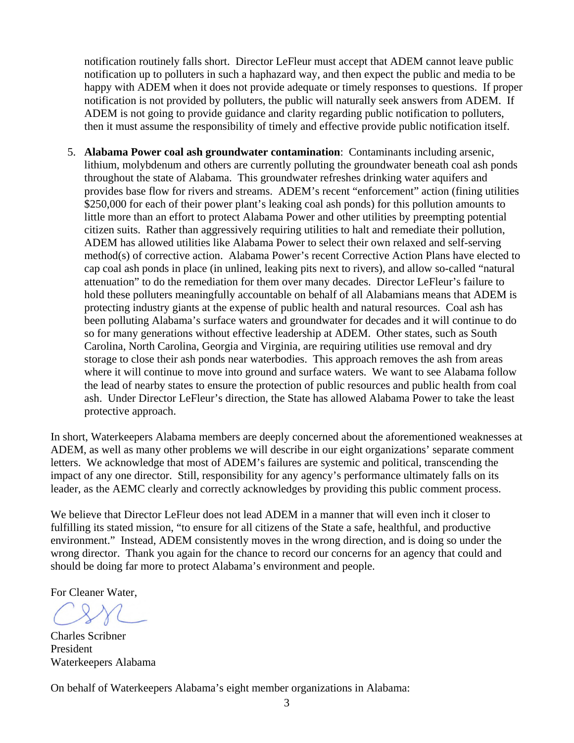notification routinely falls short. Director LeFleur must accept that ADEM cannot leave public notification up to polluters in such a haphazard way, and then expect the public and media to be happy with ADEM when it does not provide adequate or timely responses to questions. If proper notification is not provided by polluters, the public will naturally seek answers from ADEM. If ADEM is not going to provide guidance and clarity regarding public notification to polluters, then it must assume the responsibility of timely and effective provide public notification itself.

5. **Alabama Power coal ash groundwater contamination**: Contaminants including arsenic, lithium, molybdenum and others are currently polluting the groundwater beneath coal ash ponds throughout the state of Alabama. This groundwater refreshes drinking water aquifers and provides base flow for rivers and streams. ADEM's recent "enforcement" action (fining utilities $250,000 for each of their power plant's leaking coal ash ponds) for this pollution amounts to little more than an effort to protect Alabama Power and other utilities by preempting potential citizen suits. Rather than aggressively requiring utilities to halt and remediate their pollution, ADEM has allowed utilities like Alabama Power to select their own relaxed and self-serving method(s) of corrective action. Alabama Power's recent Corrective Action Plans have elected to cap coal ash ponds in place (in unlined, leaking pits next to rivers), and allow so-called "natural attenuation" to do the remediation for them over many decades. Director LeFleur's failure to hold these polluters meaningfully accountable on behalf of all Alabamians means that ADEM is protecting industry giants at the expense of public health and natural resources. Coal ash has been polluting Alabama's surface waters and groundwater for decades and it will continue to do so for many generations without effective leadership at ADEM. Other states, such as South Carolina, North Carolina, Georgia and Virginia, are requiring utilities use removal and dry storage to close their ash ponds near waterbodies. This approach removes the ash from areas where it will continue to move into ground and surface waters. We want to see Alabama follow the lead of nearby states to ensure the protection of public resources and public health from coal ash. Under Director LeFleur's direction, the State has allowed Alabama Power to take the least protective approach.

In short, Waterkeepers Alabama members are deeply concerned about the aforementioned weaknesses at ADEM, as well as many other problems we will describe in our eight organizations' separate comment letters. We acknowledge that most of ADEM's failures are systemic and political, transcending the impact of any one director. Still, responsibility for any agency's performance ultimately falls on its leader, as the AEMC clearly and correctly acknowledges by providing this public comment process.

We believe that Director LeFleur does not lead ADEM in a manner that will even inch it closer to fulfilling its stated mission, "to ensure for all citizens of the State a safe, healthful, and productive environment." Instead, ADEM consistently moves in the wrong direction, and is doing so under the wrong director. Thank you again for the chance to record our concerns for an agency that could and should be doing far more to protect Alabama's environment and people.

For Cleaner Water,

Charles Scribner
President
Waterkeepers Alabama

On behalf of Waterkeepers Alabama's eight member organizations in Alabama: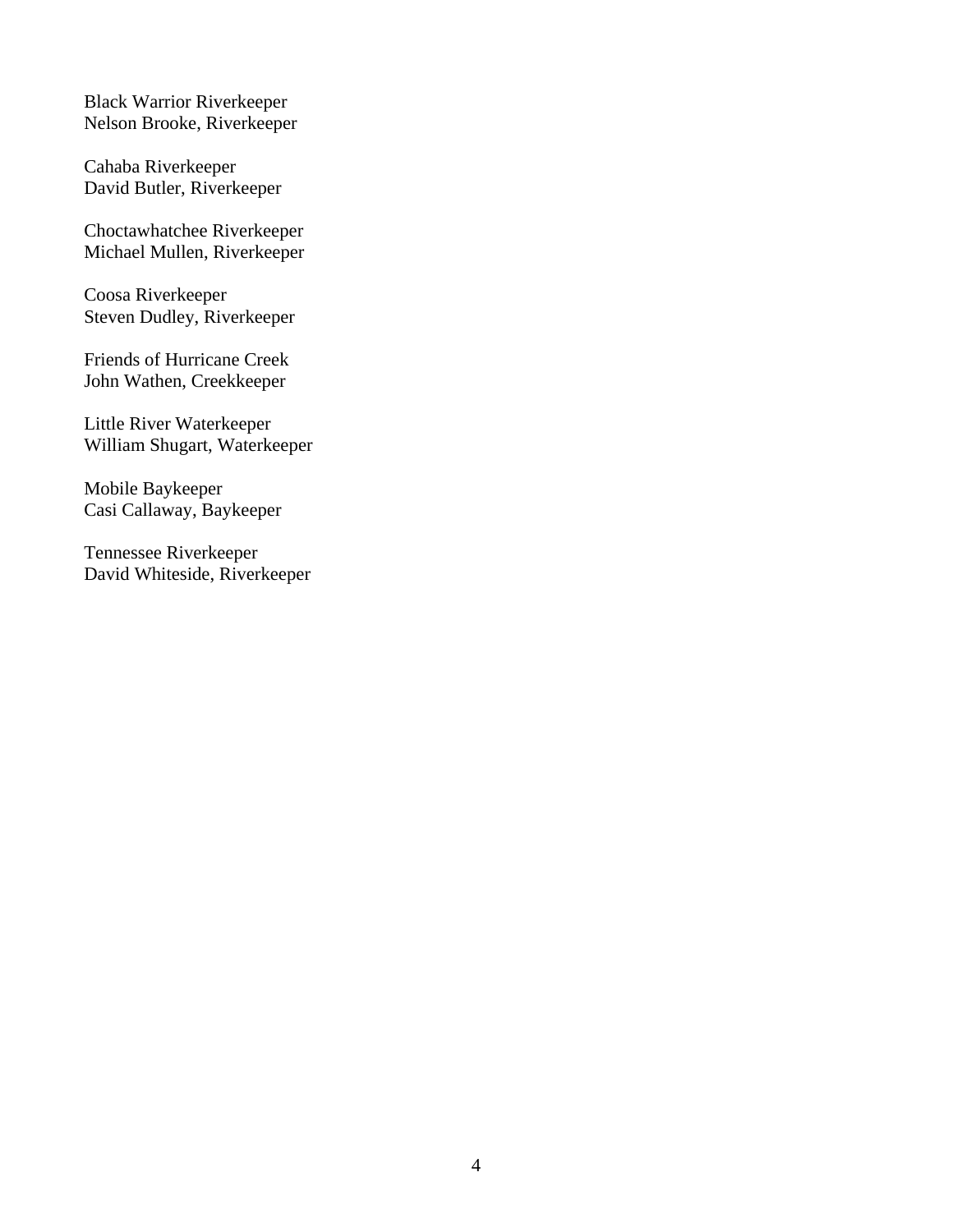Black Warrior Riverkeeper
Nelson Brooke, Riverkeeper

Cahaba Riverkeeper
David Butler, Riverkeeper

Choctawhatchee Riverkeeper
Michael Mullen, Riverkeeper

Coosa Riverkeeper
Steven Dudley, Riverkeeper

Friends of Hurricane Creek
John Wathen, Creekkeeper

Little River Waterkeeper
William Shugart, Waterkeeper

Mobile Baykeeper
Casi Callaway, Baykeeper

Tennessee Riverkeeper
David Whiteside, Riverkeeper